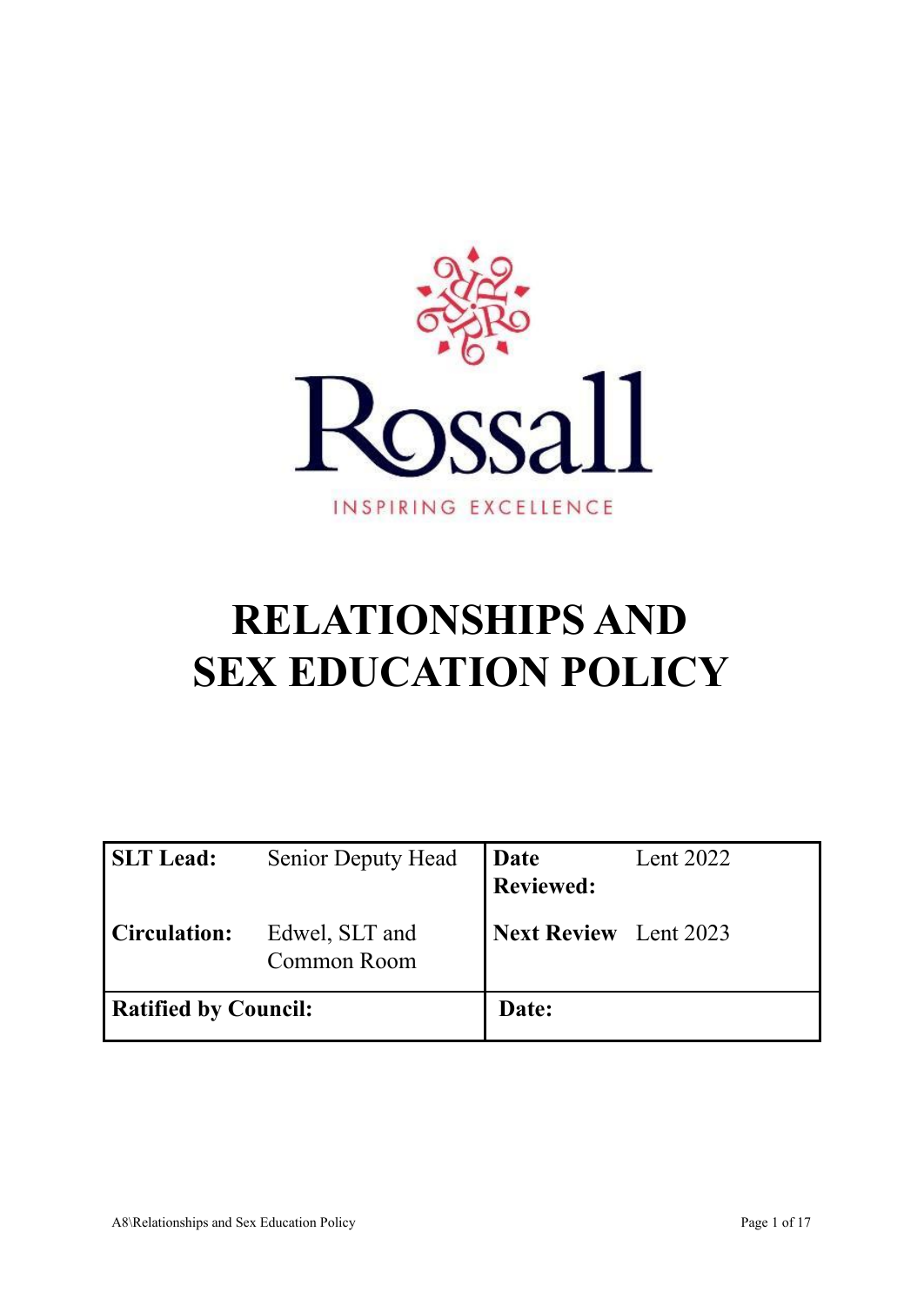Rossall

INSPIRING EXCELLENCE

# RELATIONSHIPS AND SEX EDUCATION POLICY

| | | | |
|---|---|---|---|
| **SLT Lead:** | Senior Deputy Head | **Date Reviewed:** | Lent 2022 |
| **Circulation:** | Edwel, SLT and Common Room | **Next Review** | Lent 2023 |
| **Ratified by Council:** | | **Date:** | |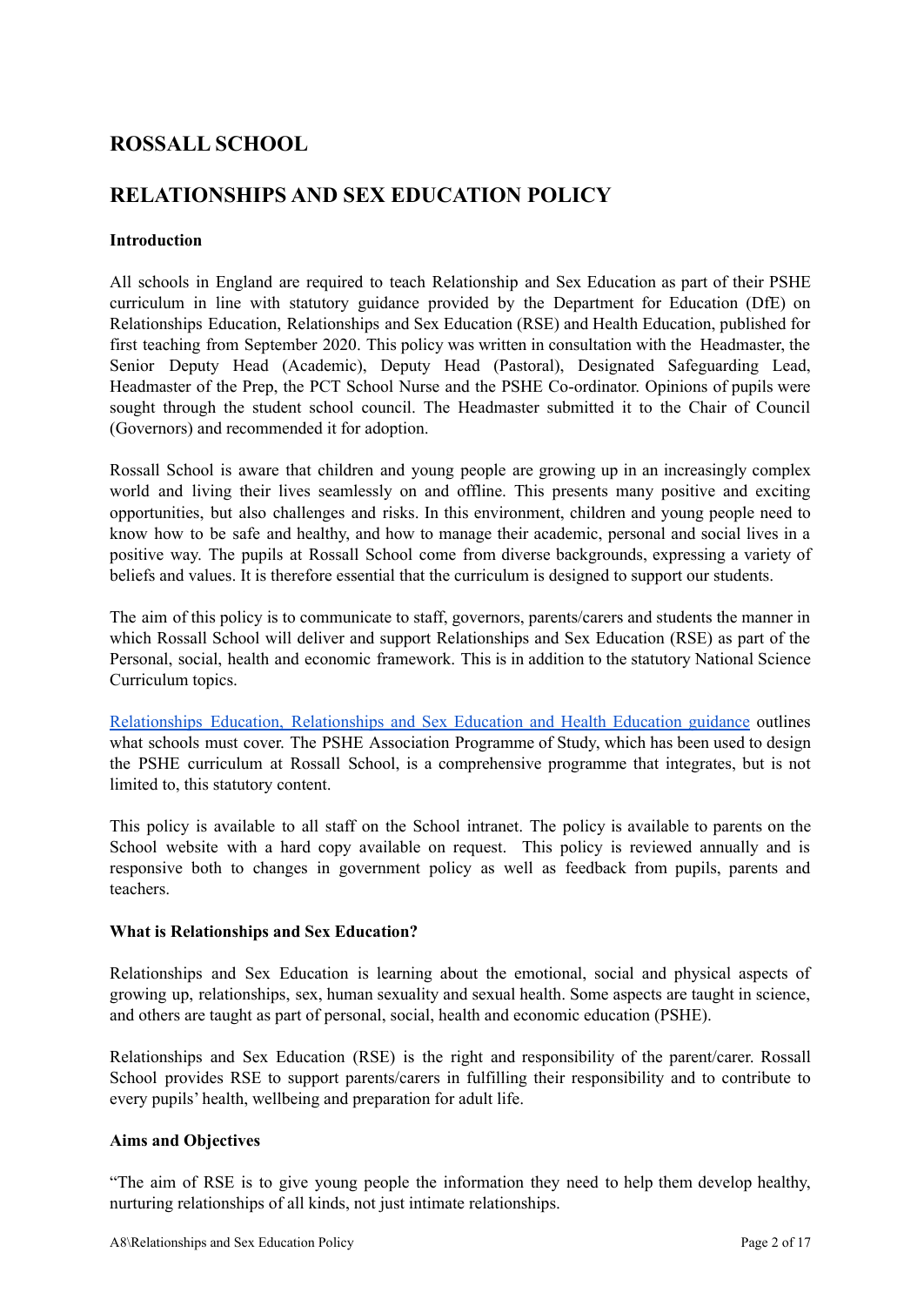## ROSSALL SCHOOL

## RELATIONSHIPS AND SEX EDUCATION POLICY

**Introduction**

All schools in England are required to teach Relationship and Sex Education as part of their PSHE curriculum in line with statutory guidance provided by the Department for Education (DfE) on Relationships Education, Relationships and Sex Education (RSE) and Health Education, published for first teaching from September 2020. This policy was written in consultation with the Headmaster, the Senior Deputy Head (Academic), Deputy Head (Pastoral), Designated Safeguarding Lead, Headmaster of the Prep, the PCT School Nurse and the PSHE Co-ordinator. Opinions of pupils were sought through the student school council. The Headmaster submitted it to the Chair of Council (Governors) and recommended it for adoption.

Rossall School is aware that children and young people are growing up in an increasingly complex world and living their lives seamlessly on and offline. This presents many positive and exciting opportunities, but also challenges and risks. In this environment, children and young people need to know how to be safe and healthy, and how to manage their academic, personal and social lives in a positive way. The pupils at Rossall School come from diverse backgrounds, expressing a variety of beliefs and values. It is therefore essential that the curriculum is designed to support our students.

The aim of this policy is to communicate to staff, governors, parents/carers and students the manner in which Rossall School will deliver and support Relationships and Sex Education (RSE) as part of the Personal, social, health and economic framework. This is in addition to the statutory National Science Curriculum topics.

Relationships Education, Relationships and Sex Education and Health Education guidance outlines what schools must cover. The PSHE Association Programme of Study, which has been used to design the PSHE curriculum at Rossall School, is a comprehensive programme that integrates, but is not limited to, this statutory content.

This policy is available to all staff on the School intranet. The policy is available to parents on the School website with a hard copy available on request. This policy is reviewed annually and is responsive both to changes in government policy as well as feedback from pupils, parents and teachers.

**What is Relationships and Sex Education?**

Relationships and Sex Education is learning about the emotional, social and physical aspects of growing up, relationships, sex, human sexuality and sexual health. Some aspects are taught in science, and others are taught as part of personal, social, health and economic education (PSHE).

Relationships and Sex Education (RSE) is the right and responsibility of the parent/carer. Rossall School provides RSE to support parents/carers in fulfilling their responsibility and to contribute to every pupils' health, wellbeing and preparation for adult life.

**Aims and Objectives**

"The aim of RSE is to give young people the information they need to help them develop healthy, nurturing relationships of all kinds, not just intimate relationships.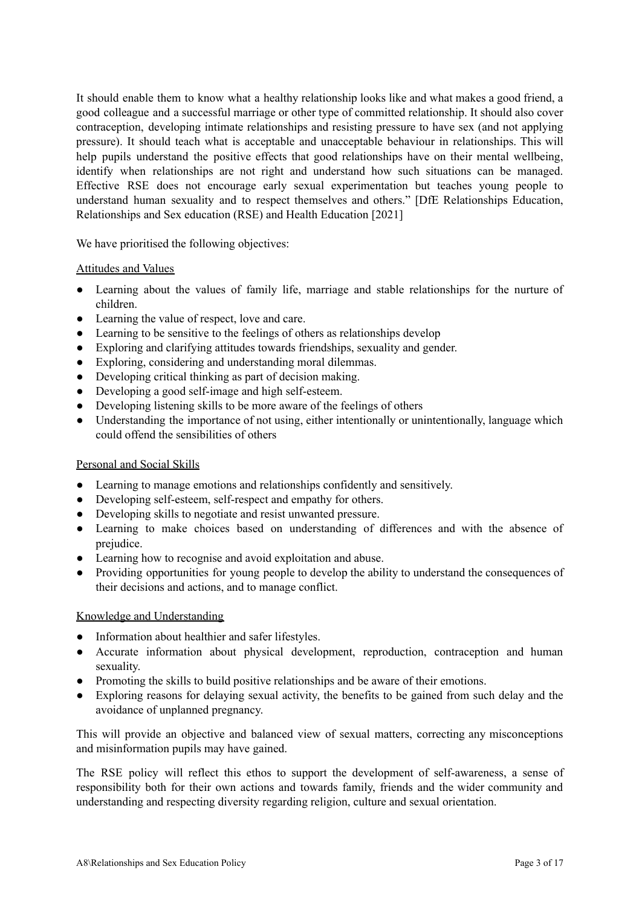It should enable them to know what a healthy relationship looks like and what makes a good friend, a good colleague and a successful marriage or other type of committed relationship. It should also cover contraception, developing intimate relationships and resisting pressure to have sex (and not applying pressure). It should teach what is acceptable and unacceptable behaviour in relationships. This will help pupils understand the positive effects that good relationships have on their mental wellbeing, identify when relationships are not right and understand how such situations can be managed. Effective RSE does not encourage early sexual experimentation but teaches young people to understand human sexuality and to respect themselves and others." [DfE Relationships Education, Relationships and Sex education (RSE) and Health Education [2021]

We have prioritised the following objectives:

<u>Attitudes and Values</u>

- Learning about the values of family life, marriage and stable relationships for the nurture of children.
- Learning the value of respect, love and care.
- Learning to be sensitive to the feelings of others as relationships develop
- Exploring and clarifying attitudes towards friendships, sexuality and gender.
- Exploring, considering and understanding moral dilemmas.
- Developing critical thinking as part of decision making.
- Developing a good self-image and high self-esteem.
- Developing listening skills to be more aware of the feelings of others
- Understanding the importance of not using, either intentionally or unintentionally, language which could offend the sensibilities of others

<u>Personal and Social Skills</u>

- Learning to manage emotions and relationships confidently and sensitively.
- Developing self-esteem, self-respect and empathy for others.
- Developing skills to negotiate and resist unwanted pressure.
- Learning to make choices based on understanding of differences and with the absence of prejudice.
- Learning how to recognise and avoid exploitation and abuse.
- Providing opportunities for young people to develop the ability to understand the consequences of their decisions and actions, and to manage conflict.

<u>Knowledge and Understanding</u>

- Information about healthier and safer lifestyles.
- Accurate information about physical development, reproduction, contraception and human sexuality.
- Promoting the skills to build positive relationships and be aware of their emotions.
- Exploring reasons for delaying sexual activity, the benefits to be gained from such delay and the avoidance of unplanned pregnancy.

This will provide an objective and balanced view of sexual matters, correcting any misconceptions and misinformation pupils may have gained.

The RSE policy will reflect this ethos to support the development of self-awareness, a sense of responsibility both for their own actions and towards family, friends and the wider community and understanding and respecting diversity regarding religion, culture and sexual orientation.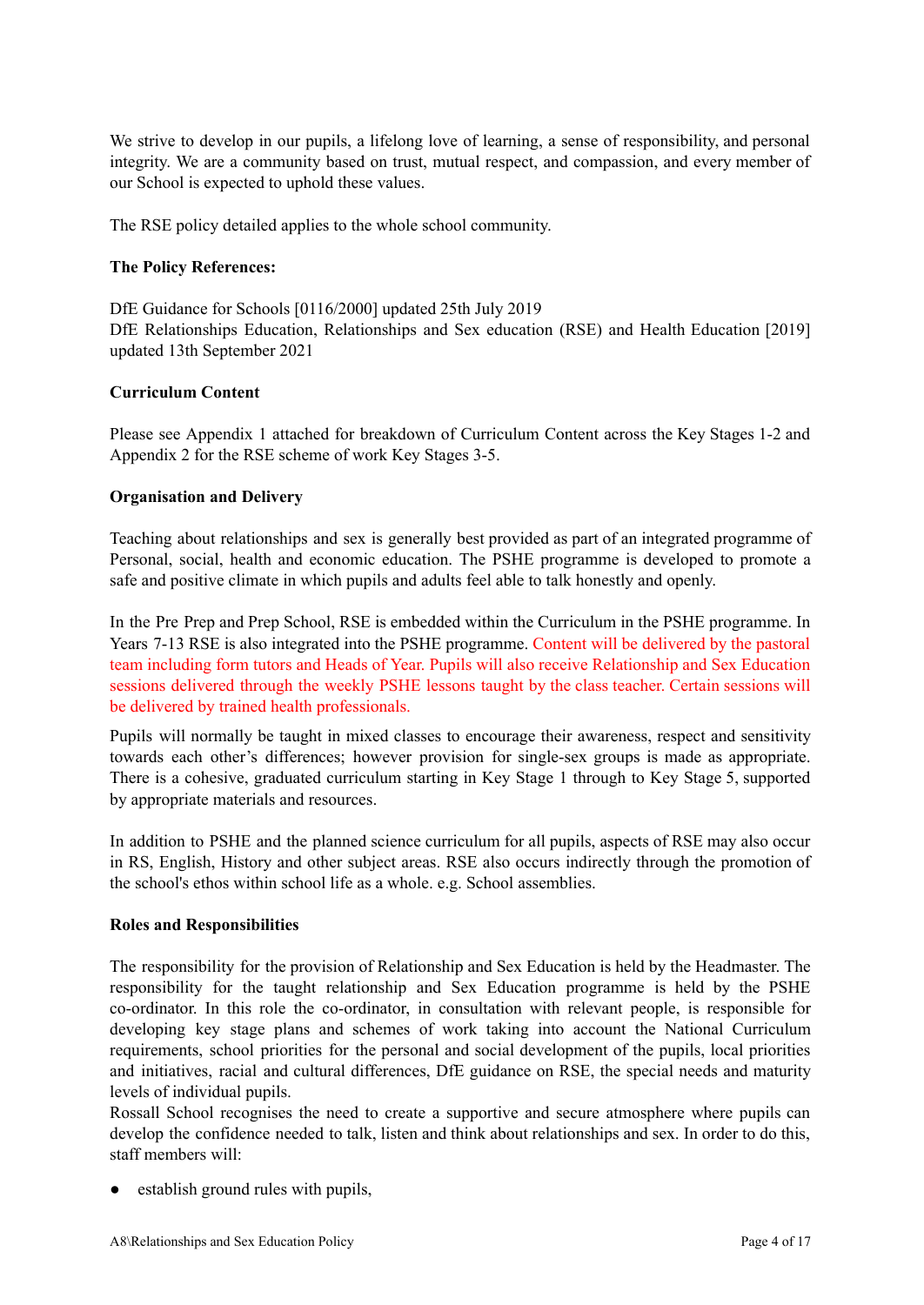We strive to develop in our pupils, a lifelong love of learning, a sense of responsibility, and personal integrity. We are a community based on trust, mutual respect, and compassion, and every member of our School is expected to uphold these values.

The RSE policy detailed applies to the whole school community.

**The Policy References:**

DfE Guidance for Schools [0116/2000] updated 25th July 2019
DfE Relationships Education, Relationships and Sex education (RSE) and Health Education [2019] updated 13th September 2021

**Curriculum Content**

Please see Appendix 1 attached for breakdown of Curriculum Content across the Key Stages 1-2 and Appendix 2 for the RSE scheme of work Key Stages 3-5.

**Organisation and Delivery**

Teaching about relationships and sex is generally best provided as part of an integrated programme of Personal, social, health and economic education. The PSHE programme is developed to promote a safe and positive climate in which pupils and adults feel able to talk honestly and openly.

In the Pre Prep and Prep School, RSE is embedded within the Curriculum in the PSHE programme. In Years 7-13 RSE is also integrated into the PSHE programme. Content will be delivered by the pastoral team including form tutors and Heads of Year. Pupils will also receive Relationship and Sex Education sessions delivered through the weekly PSHE lessons taught by the class teacher. Certain sessions will be delivered by trained health professionals.

Pupils will normally be taught in mixed classes to encourage their awareness, respect and sensitivity towards each other's differences; however provision for single-sex groups is made as appropriate. There is a cohesive, graduated curriculum starting in Key Stage 1 through to Key Stage 5, supported by appropriate materials and resources.

In addition to PSHE and the planned science curriculum for all pupils, aspects of RSE may also occur in RS, English, History and other subject areas. RSE also occurs indirectly through the promotion of the school's ethos within school life as a whole. e.g. School assemblies.

**Roles and Responsibilities**

The responsibility for the provision of Relationship and Sex Education is held by the Headmaster. The responsibility for the taught relationship and Sex Education programme is held by the PSHE co-ordinator. In this role the co-ordinator, in consultation with relevant people, is responsible for developing key stage plans and schemes of work taking into account the National Curriculum requirements, school priorities for the personal and social development of the pupils, local priorities and initiatives, racial and cultural differences, DfE guidance on RSE, the special needs and maturity levels of individual pupils.
Rossall School recognises the need to create a supportive and secure atmosphere where pupils can develop the confidence needed to talk, listen and think about relationships and sex. In order to do this, staff members will:

- establish ground rules with pupils,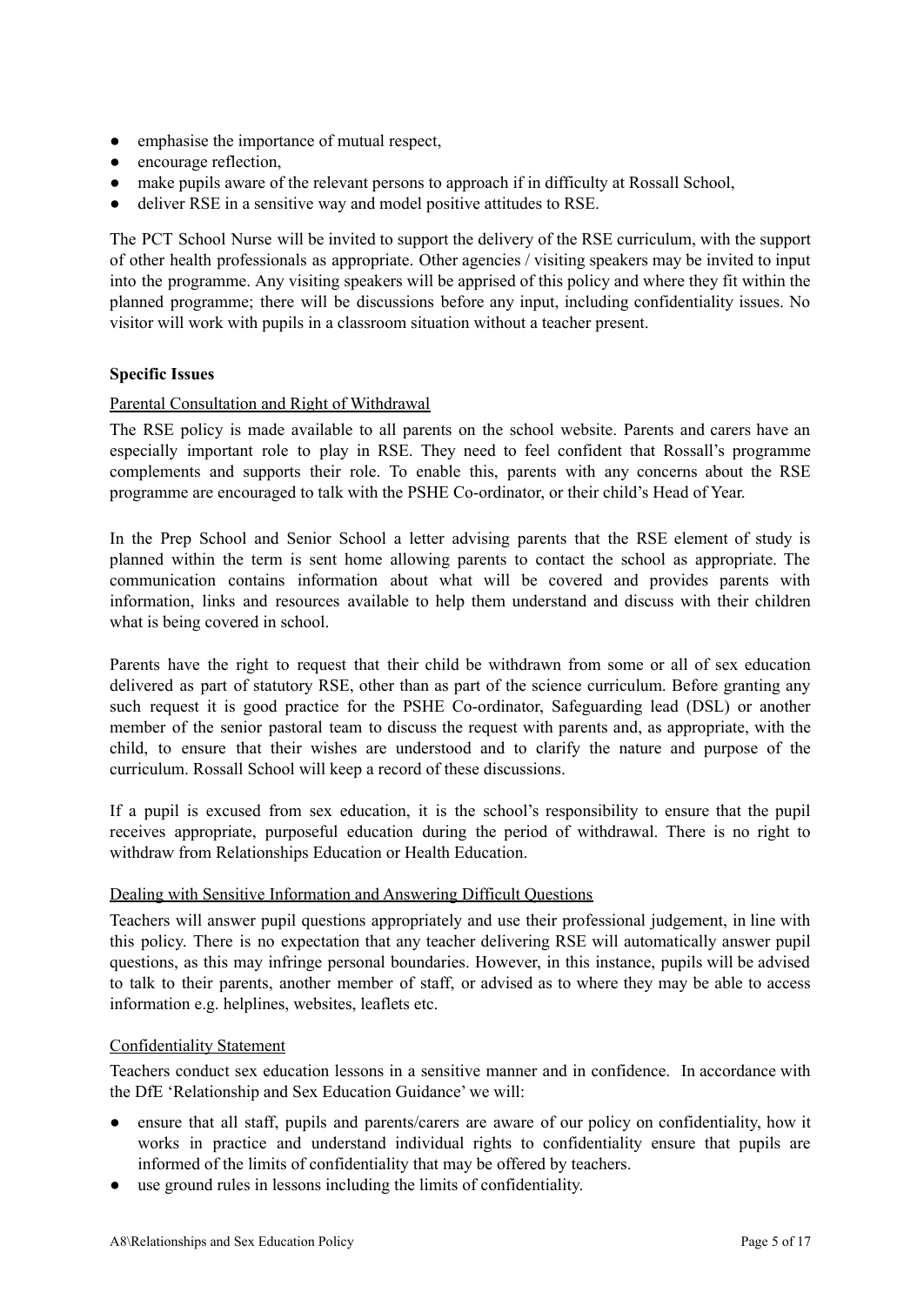- emphasise the importance of mutual respect,
- encourage reflection,
- make pupils aware of the relevant persons to approach if in difficulty at Rossall School,
- deliver RSE in a sensitive way and model positive attitudes to RSE.

The PCT School Nurse will be invited to support the delivery of the RSE curriculum, with the support of other health professionals as appropriate. Other agencies / visiting speakers may be invited to input into the programme. Any visiting speakers will be apprised of this policy and where they fit within the planned programme; there will be discussions before any input, including confidentiality issues. No visitor will work with pupils in a classroom situation without a teacher present.

**Specific Issues**

Parental Consultation and Right of Withdrawal

The RSE policy is made available to all parents on the school website. Parents and carers have an especially important role to play in RSE. They need to feel confident that Rossall's programme complements and supports their role. To enable this, parents with any concerns about the RSE programme are encouraged to talk with the PSHE Co-ordinator, or their child's Head of Year.

In the Prep School and Senior School a letter advising parents that the RSE element of study is planned within the term is sent home allowing parents to contact the school as appropriate. The communication contains information about what will be covered and provides parents with information, links and resources available to help them understand and discuss with their children what is being covered in school.

Parents have the right to request that their child be withdrawn from some or all of sex education delivered as part of statutory RSE, other than as part of the science curriculum. Before granting any such request it is good practice for the PSHE Co-ordinator, Safeguarding lead (DSL) or another member of the senior pastoral team to discuss the request with parents and, as appropriate, with the child, to ensure that their wishes are understood and to clarify the nature and purpose of the curriculum. Rossall School will keep a record of these discussions.

If a pupil is excused from sex education, it is the school's responsibility to ensure that the pupil receives appropriate, purposeful education during the period of withdrawal. There is no right to withdraw from Relationships Education or Health Education.

Dealing with Sensitive Information and Answering Difficult Questions

Teachers will answer pupil questions appropriately and use their professional judgement, in line with this policy. There is no expectation that any teacher delivering RSE will automatically answer pupil questions, as this may infringe personal boundaries. However, in this instance, pupils will be advised to talk to their parents, another member of staff, or advised as to where they may be able to access information e.g. helplines, websites, leaflets etc.

Confidentiality Statement

Teachers conduct sex education lessons in a sensitive manner and in confidence. In accordance with the DfE 'Relationship and Sex Education Guidance' we will:

- ensure that all staff, pupils and parents/carers are aware of our policy on confidentiality, how it works in practice and understand individual rights to confidentiality ensure that pupils are informed of the limits of confidentiality that may be offered by teachers.
- use ground rules in lessons including the limits of confidentiality.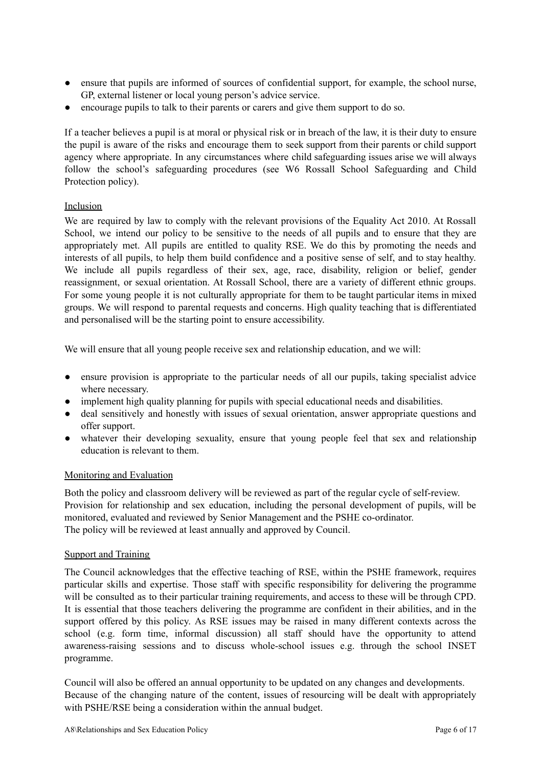- ensure that pupils are informed of sources of confidential support, for example, the school nurse, GP, external listener or local young person's advice service.
- encourage pupils to talk to their parents or carers and give them support to do so.

If a teacher believes a pupil is at moral or physical risk or in breach of the law, it is their duty to ensure the pupil is aware of the risks and encourage them to seek support from their parents or child support agency where appropriate. In any circumstances where child safeguarding issues arise we will always follow the school's safeguarding procedures (see W6 Rossall School Safeguarding and Child Protection policy).

<u>Inclusion</u>

We are required by law to comply with the relevant provisions of the Equality Act 2010. At Rossall School, we intend our policy to be sensitive to the needs of all pupils and to ensure that they are appropriately met. All pupils are entitled to quality RSE. We do this by promoting the needs and interests of all pupils, to help them build confidence and a positive sense of self, and to stay healthy. We include all pupils regardless of their sex, age, race, disability, religion or belief, gender reassignment, or sexual orientation. At Rossall School, there are a variety of different ethnic groups. For some young people it is not culturally appropriate for them to be taught particular items in mixed groups. We will respond to parental requests and concerns. High quality teaching that is differentiated and personalised will be the starting point to ensure accessibility.

We will ensure that all young people receive sex and relationship education, and we will:

- ensure provision is appropriate to the particular needs of all our pupils, taking specialist advice where necessary.
- implement high quality planning for pupils with special educational needs and disabilities.
- deal sensitively and honestly with issues of sexual orientation, answer appropriate questions and offer support.
- whatever their developing sexuality, ensure that young people feel that sex and relationship education is relevant to them.

<u>Monitoring and Evaluation</u>

Both the policy and classroom delivery will be reviewed as part of the regular cycle of self-review.
Provision for relationship and sex education, including the personal development of pupils, will be monitored, evaluated and reviewed by Senior Management and the PSHE co-ordinator.
The policy will be reviewed at least annually and approved by Council.

<u>Support and Training</u>

The Council acknowledges that the effective teaching of RSE, within the PSHE framework, requires particular skills and expertise. Those staff with specific responsibility for delivering the programme will be consulted as to their particular training requirements, and access to these will be through CPD. It is essential that those teachers delivering the programme are confident in their abilities, and in the support offered by this policy. As RSE issues may be raised in many different contexts across the school (e.g. form time, informal discussion) all staff should have the opportunity to attend awareness-raising sessions and to discuss whole-school issues e.g. through the school INSET programme.

Council will also be offered an annual opportunity to be updated on any changes and developments.
Because of the changing nature of the content, issues of resourcing will be dealt with appropriately with PSHE/RSE being a consideration within the annual budget.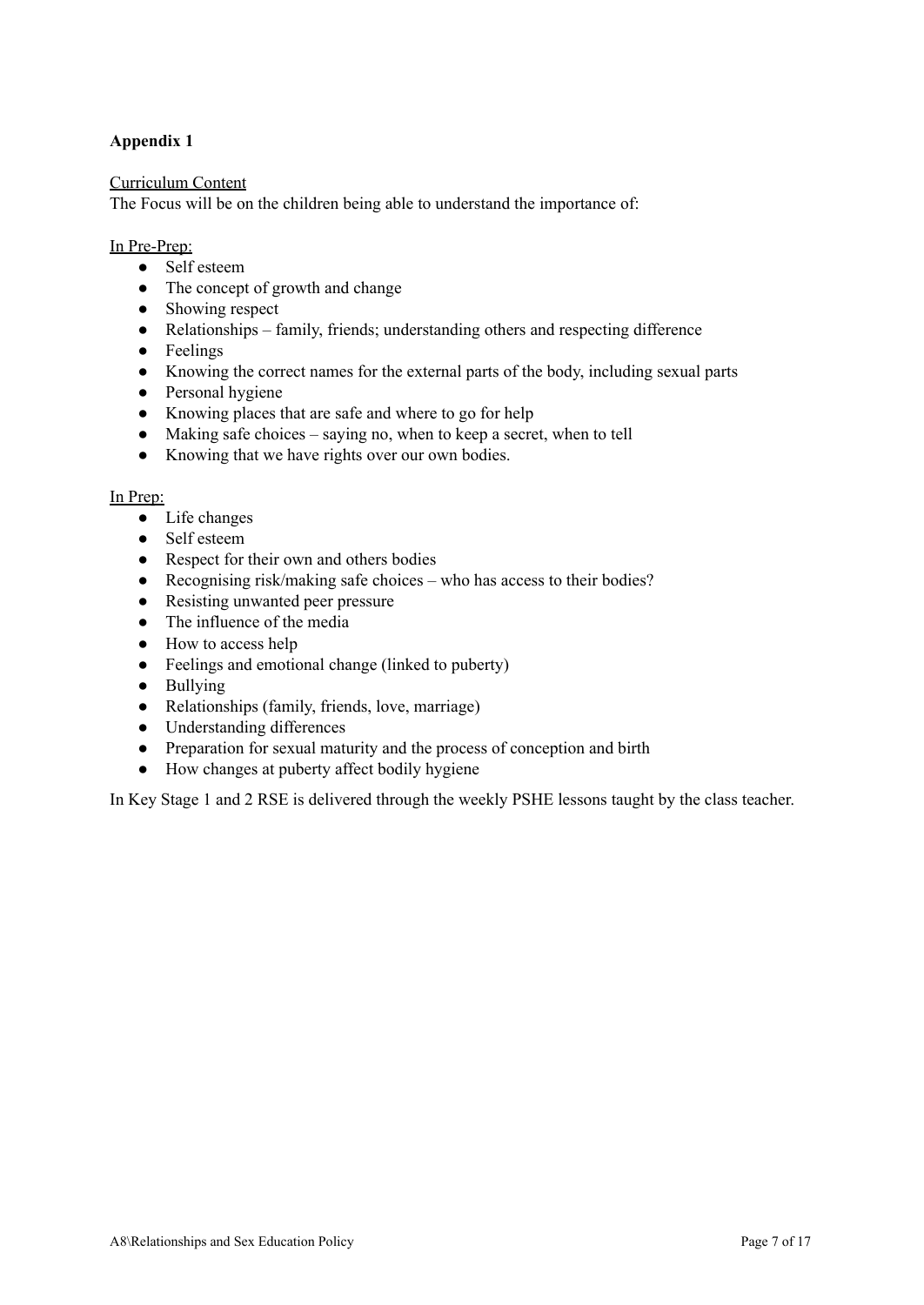**Appendix 1**

Curriculum Content

The Focus will be on the children being able to understand the importance of:

In Pre-Prep:

- Self esteem
- The concept of growth and change
- Showing respect
- Relationships – family, friends; understanding others and respecting difference
- Feelings
- Knowing the correct names for the external parts of the body, including sexual parts
- Personal hygiene
- Knowing places that are safe and where to go for help
- Making safe choices – saying no, when to keep a secret, when to tell
- Knowing that we have rights over our own bodies.

In Prep:

- Life changes
- Self esteem
- Respect for their own and others bodies
- Recognising risk/making safe choices – who has access to their bodies?
- Resisting unwanted peer pressure
- The influence of the media
- How to access help
- Feelings and emotional change (linked to puberty)
- Bullying
- Relationships (family, friends, love, marriage)
- Understanding differences
- Preparation for sexual maturity and the process of conception and birth
- How changes at puberty affect bodily hygiene

In Key Stage 1 and 2 RSE is delivered through the weekly PSHE lessons taught by the class teacher.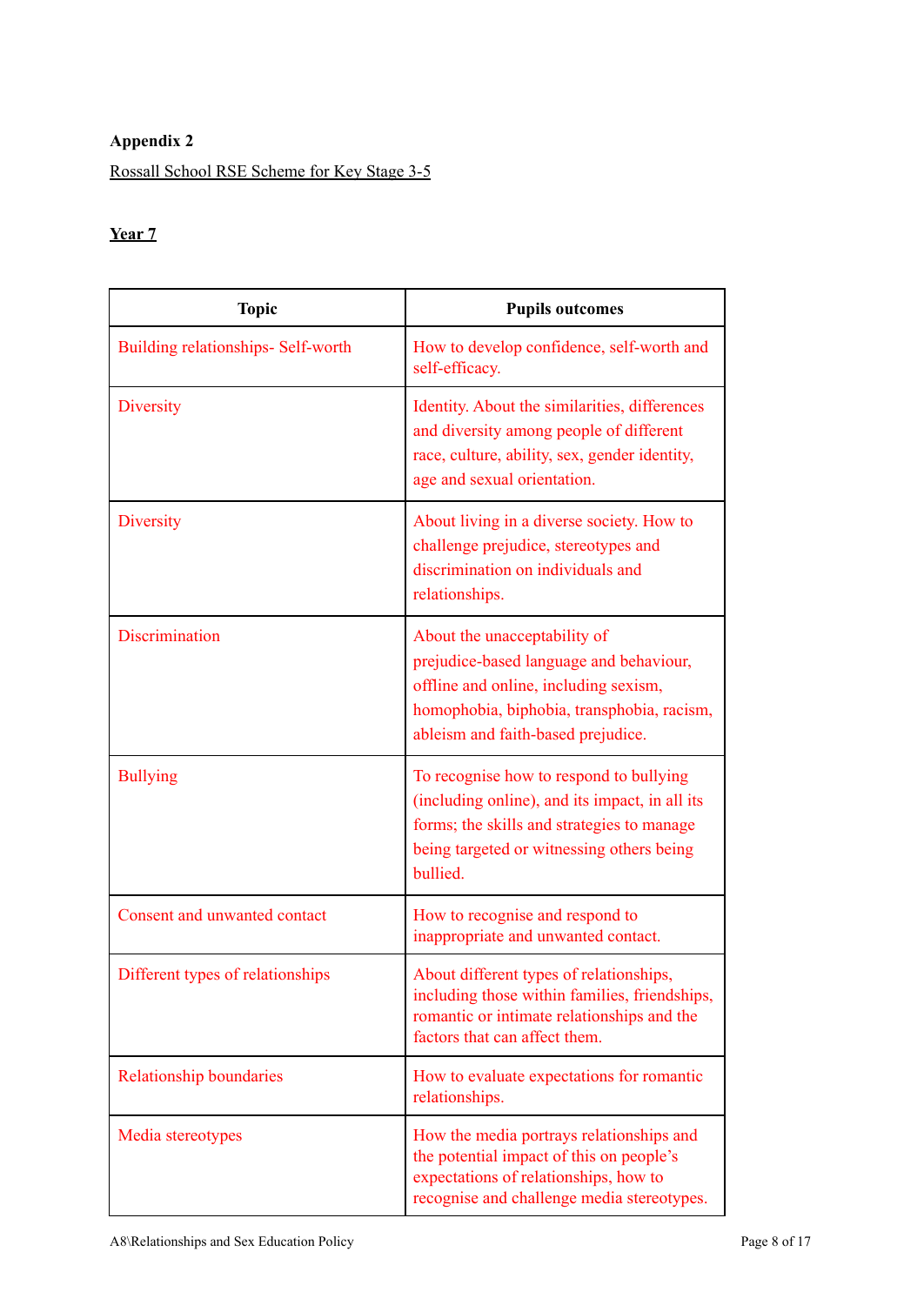**Appendix 2**

Rossall School RSE Scheme for Key Stage 3-5

**Year 7**

| Topic | Pupils outcomes |
|---|---|
| Building relationships- Self-worth | How to develop confidence, self-worth and self-efficacy. |
| Diversity | Identity. About the similarities, differences and diversity among people of different race, culture, ability, sex, gender identity, age and sexual orientation. |
| Diversity | About living in a diverse society. How to challenge prejudice, stereotypes and discrimination on individuals and relationships. |
| Discrimination | About the unacceptability of prejudice-based language and behaviour, offline and online, including sexism, homophobia, biphobia, transphobia, racism, ableism and faith-based prejudice. |
| Bullying | To recognise how to respond to bullying (including online), and its impact, in all its forms; the skills and strategies to manage being targeted or witnessing others being bullied. |
| Consent and unwanted contact | How to recognise and respond to inappropriate and unwanted contact. |
| Different types of relationships | About different types of relationships, including those within families, friendships, romantic or intimate relationships and the factors that can affect them. |
| Relationship boundaries | How to evaluate expectations for romantic relationships. |
| Media stereotypes | How the media portrays relationships and the potential impact of this on people's expectations of relationships, how to recognise and challenge media stereotypes. |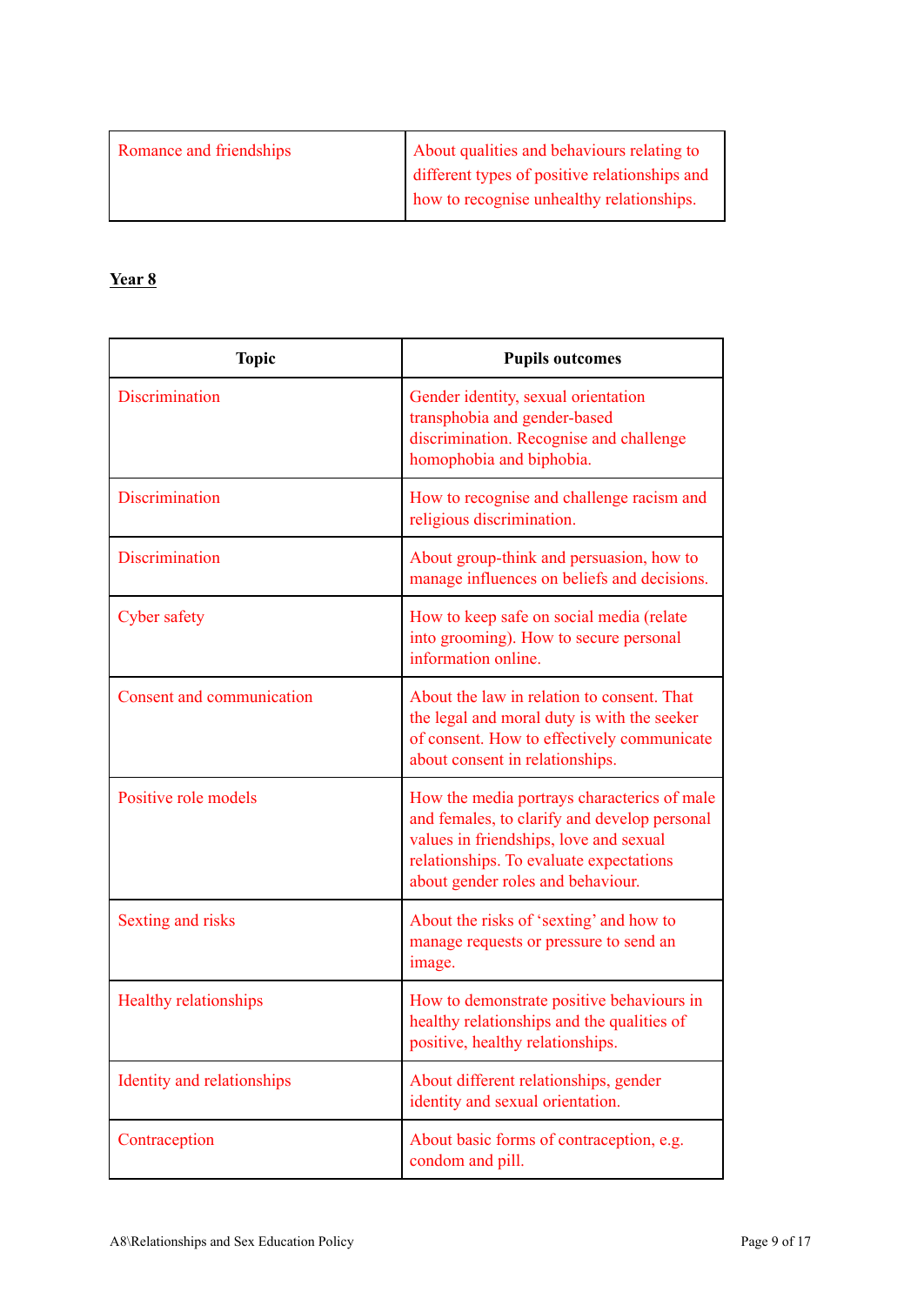| Romance and friendships | About qualities and behaviours relating to different types of positive relationships and how to recognise unhealthy relationships. |
| --- | --- |

**Year 8**

| Topic | Pupils outcomes |
| --- | --- |
| Discrimination | Gender identity, sexual orientation transphobia and gender-based discrimination. Recognise and challenge homophobia and biphobia. |
| Discrimination | How to recognise and challenge racism and religious discrimination. |
| Discrimination | About group-think and persuasion, how to manage influences on beliefs and decisions. |
| Cyber safety | How to keep safe on social media (relate into grooming). How to secure personal information online. |
| Consent and communication | About the law in relation to consent. That the legal and moral duty is with the seeker of consent. How to effectively communicate about consent in relationships. |
| Positive role models | How the media portrays characterics of male and females, to clarify and develop personal values in friendships, love and sexual relationships. To evaluate expectations about gender roles and behaviour. |
| Sexting and risks | About the risks of 'sexting' and how to manage requests or pressure to send an image. |
| Healthy relationships | How to demonstrate positive behaviours in healthy relationships and the qualities of positive, healthy relationships. |
| Identity and relationships | About different relationships, gender identity and sexual orientation. |
| Contraception | About basic forms of contraception, e.g. condom and pill. |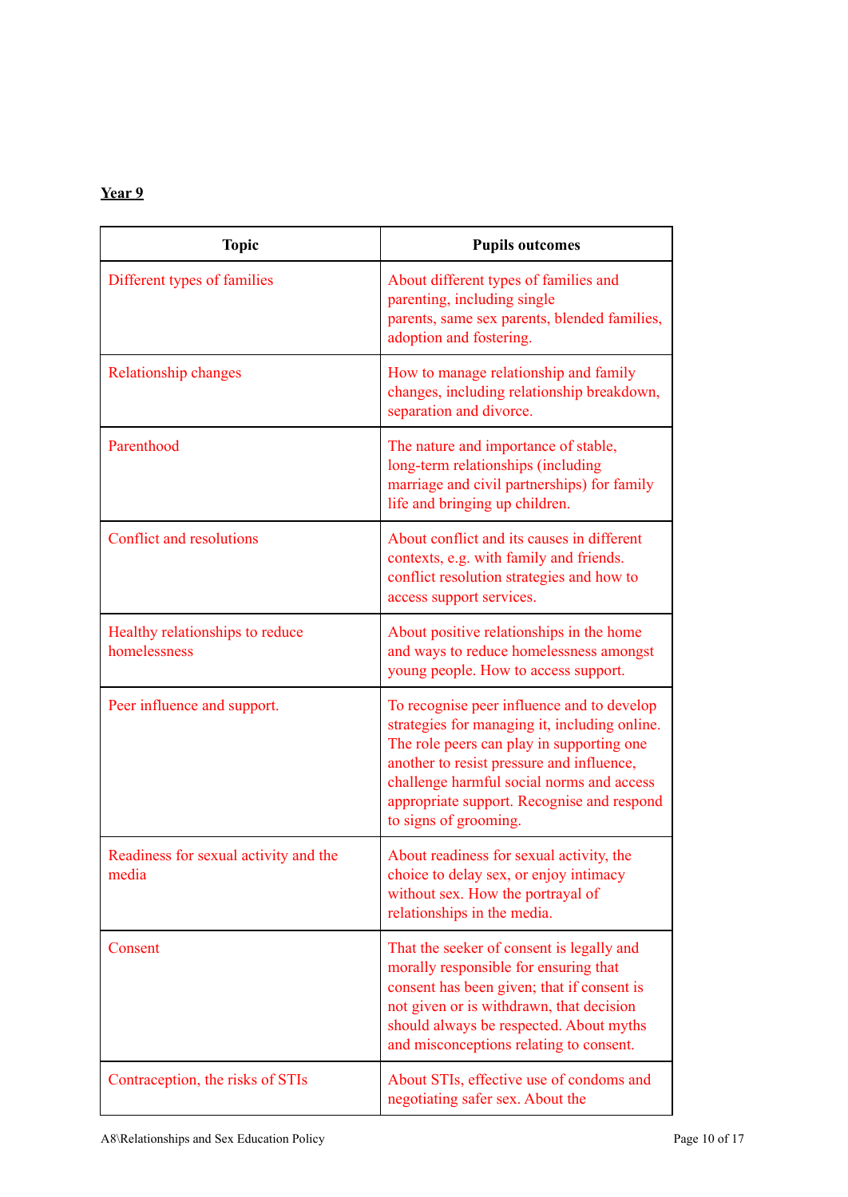**Year 9**

| Topic | Pupils outcomes |
|---|---|
| Different types of families | About different types of families and parenting, including single parents, same sex parents, blended families, adoption and fostering. |
| Relationship changes | How to manage relationship and family changes, including relationship breakdown, separation and divorce. |
| Parenthood | The nature and importance of stable, long-term relationships (including marriage and civil partnerships) for family life and bringing up children. |
| Conflict and resolutions | About conflict and its causes in different contexts, e.g. with family and friends. conflict resolution strategies and how to access support services. |
| Healthy relationships to reduce homelessness | About positive relationships in the home and ways to reduce homelessness amongst young people. How to access support. |
| Peer influence and support. | To recognise peer influence and to develop strategies for managing it, including online. The role peers can play in supporting one another to resist pressure and influence, challenge harmful social norms and access appropriate support. Recognise and respond to signs of grooming. |
| Readiness for sexual activity and the media | About readiness for sexual activity, the choice to delay sex, or enjoy intimacy without sex. How the portrayal of relationships in the media. |
| Consent | That the seeker of consent is legally and morally responsible for ensuring that consent has been given; that if consent is not given or is withdrawn, that decision should always be respected. About myths and misconceptions relating to consent. |
| Contraception, the risks of STIs | About STIs, effective use of condoms and negotiating safer sex. About the |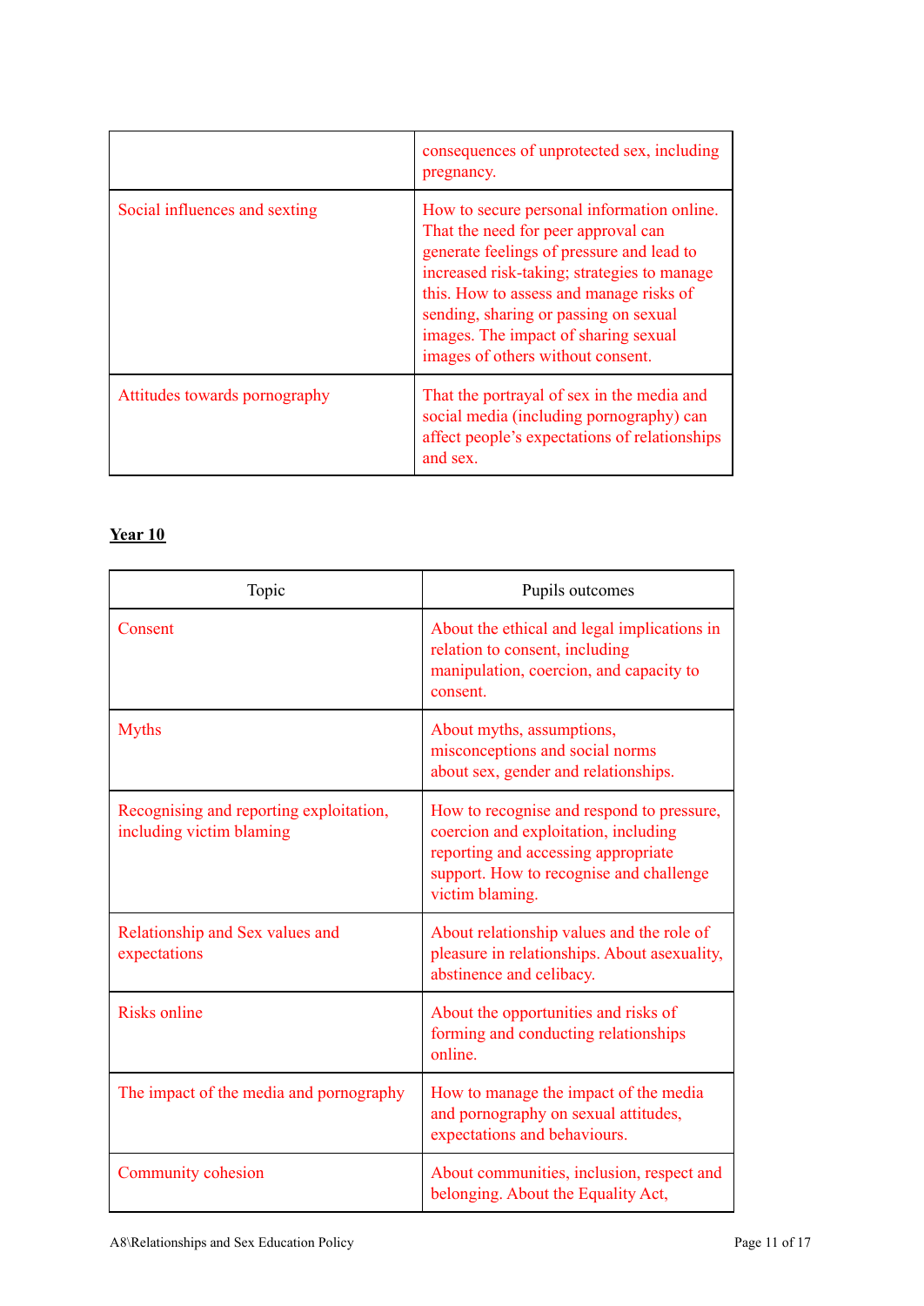| | |
|---|---|
| | consequences of unprotected sex, including pregnancy. |
| Social influences and sexting | How to secure personal information online. That the need for peer approval can generate feelings of pressure and lead to increased risk-taking; strategies to manage this. How to assess and manage risks of sending, sharing or passing on sexual images. The impact of sharing sexual images of others without consent. |
| Attitudes towards pornography | That the portrayal of sex in the media and social media (including pornography) can affect people's expectations of relationships and sex. |

**Year 10**

| Topic | Pupils outcomes |
|---|---|
| Consent | About the ethical and legal implications in relation to consent, including manipulation, coercion, and capacity to consent. |
| Myths | About myths, assumptions, misconceptions and social norms about sex, gender and relationships. |
| Recognising and reporting exploitation, including victim blaming | How to recognise and respond to pressure, coercion and exploitation, including reporting and accessing appropriate support. How to recognise and challenge victim blaming. |
| Relationship and Sex values and expectations | About relationship values and the role of pleasure in relationships. About asexuality, abstinence and celibacy. |
| Risks online | About the opportunities and risks of forming and conducting relationships online. |
| The impact of the media and pornography | How to manage the impact of the media and pornography on sexual attitudes, expectations and behaviours. |
| Community cohesion | About communities, inclusion, respect and belonging. About the Equality Act, |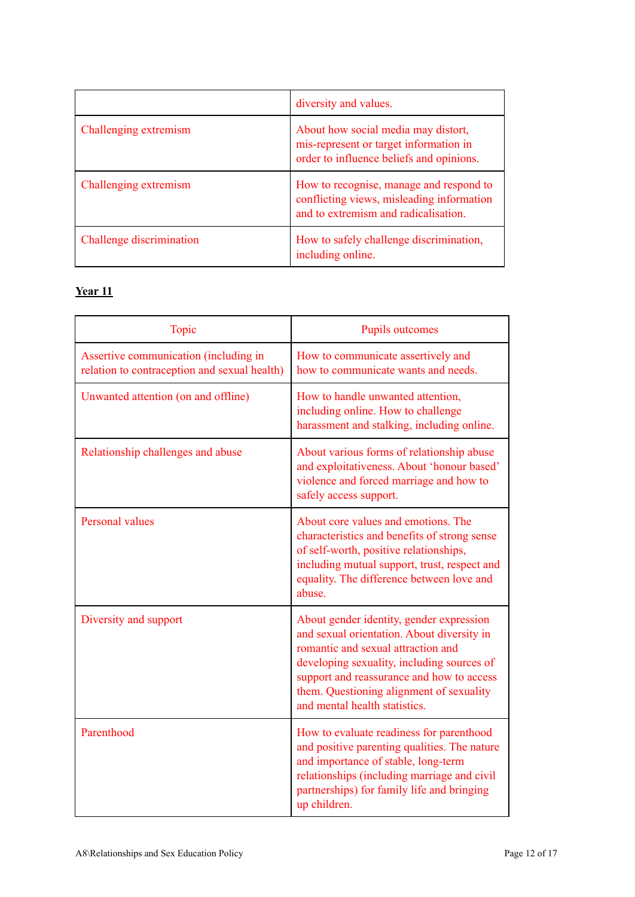| | |
|---|---|
| | diversity and values. |
| Challenging extremism | About how social media may distort, mis-represent or target information in order to influence beliefs and opinions. |
| Challenging extremism | How to recognise, manage and respond to conflicting views, misleading information and to extremism and radicalisation. |
| Challenge discrimination | How to safely challenge discrimination, including online. |

**Year 11**

| Topic | Pupils outcomes |
|---|---|
| Assertive communication (including in relation to contraception and sexual health) | How to communicate assertively and how to communicate wants and needs. |
| Unwanted attention (on and offline) | How to handle unwanted attention, including online. How to challenge harassment and stalking, including online. |
| Relationship challenges and abuse | About various forms of relationship abuse and exploitativeness. About 'honour based' violence and forced marriage and how to safely access support. |
| Personal values | About core values and emotions. The characteristics and benefits of strong sense of self-worth, positive relationships, including mutual support, trust, respect and equality. The difference between love and abuse. |
| Diversity and support | About gender identity, gender expression and sexual orientation. About diversity in romantic and sexual attraction and developing sexuality, including sources of support and reassurance and how to access them. Questioning alignment of sexuality and mental health statistics. |
| Parenthood | How to evaluate readiness for parenthood and positive parenting qualities. The nature and importance of stable, long-term relationships (including marriage and civil partnerships) for family life and bringing up children. |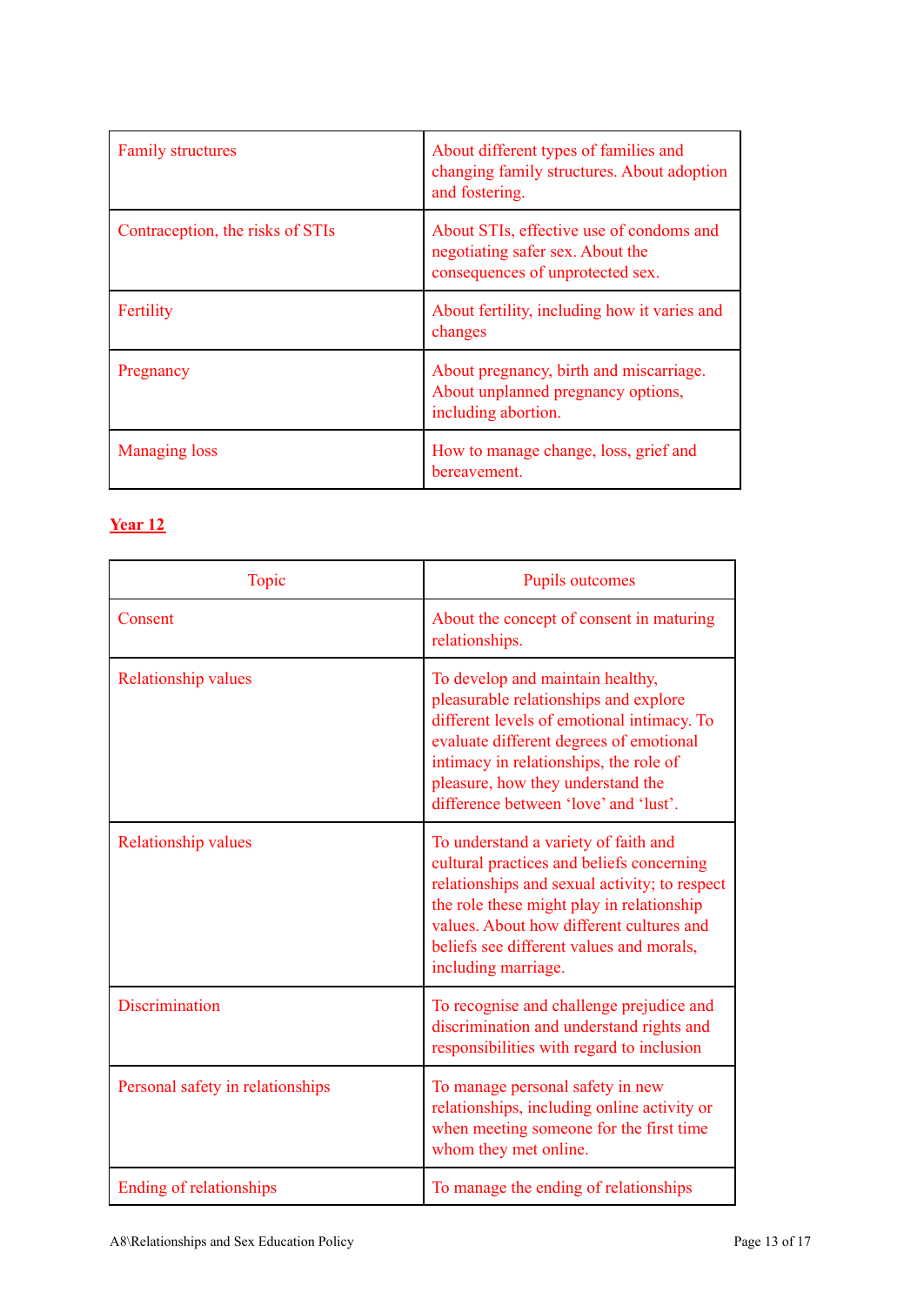| | |
|---|---|
| Family structures | About different types of families and changing family structures. About adoption and fostering. |
| Contraception, the risks of STIs | About STIs, effective use of condoms and negotiating safer sex. About the consequences of unprotected sex. |
| Fertility | About fertility, including how it varies and changes |
| Pregnancy | About pregnancy, birth and miscarriage. About unplanned pregnancy options, including abortion. |
| Managing loss | How to manage change, loss, grief and bereavement. |

**Year 12**

| Topic | Pupils outcomes |
|---|---|
| Consent | About the concept of consent in maturing relationships. |
| Relationship values | To develop and maintain healthy, pleasurable relationships and explore different levels of emotional intimacy. To evaluate different degrees of emotional intimacy in relationships, the role of pleasure, how they understand the difference between 'love' and 'lust'. |
| Relationship values | To understand a variety of faith and cultural practices and beliefs concerning relationships and sexual activity; to respect the role these might play in relationship values. About how different cultures and beliefs see different values and morals, including marriage. |
| Discrimination | To recognise and challenge prejudice and discrimination and understand rights and responsibilities with regard to inclusion |
| Personal safety in relationships | To manage personal safety in new relationships, including online activity or when meeting someone for the first time whom they met online. |
| Ending of relationships | To manage the ending of relationships |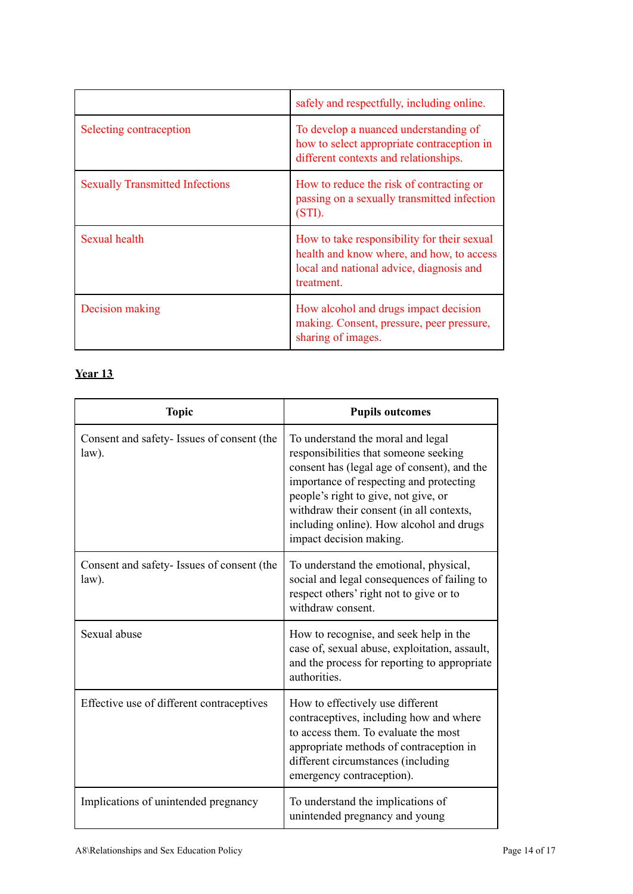|  |  |
|---|---|
|  | safely and respectfully, including online. |
| Selecting contraception | To develop a nuanced understanding of how to select appropriate contraception in different contexts and relationships. |
| Sexually Transmitted Infections | How to reduce the risk of contracting or passing on a sexually transmitted infection (STI). |
| Sexual health | How to take responsibility for their sexual health and know where, and how, to access local and national advice, diagnosis and treatment. |
| Decision making | How alcohol and drugs impact decision making. Consent, pressure, peer pressure, sharing of images. |

**Year 13**

| Topic | Pupils outcomes |
|---|---|
| Consent and safety- Issues of consent (the law). | To understand the moral and legal responsibilities that someone seeking consent has (legal age of consent), and the importance of respecting and protecting people's right to give, not give, or withdraw their consent (in all contexts, including online). How alcohol and drugs impact decision making. |
| Consent and safety- Issues of consent (the law). | To understand the emotional, physical, social and legal consequences of failing to respect others' right not to give or to withdraw consent. |
| Sexual abuse | How to recognise, and seek help in the case of, sexual abuse, exploitation, assault, and the process for reporting to appropriate authorities. |
| Effective use of different contraceptives | How to effectively use different contraceptives, including how and where to access them. To evaluate the most appropriate methods of contraception in different circumstances (including emergency contraception). |
| Implications of unintended pregnancy | To understand the implications of unintended pregnancy and young |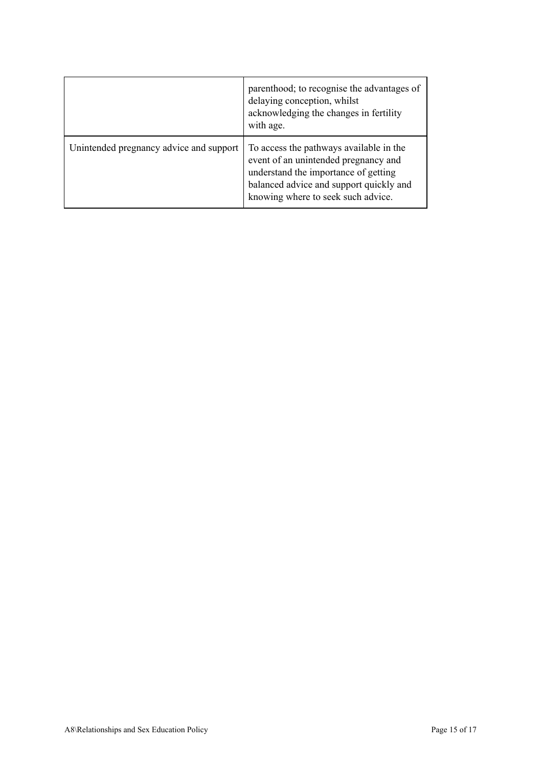| | |
|---|---|
| | parenthood; to recognise the advantages of delaying conception, whilst acknowledging the changes in fertility with age. |
| Unintended pregnancy advice and support | To access the pathways available in the event of an unintended pregnancy and understand the importance of getting balanced advice and support quickly and knowing where to seek such advice. |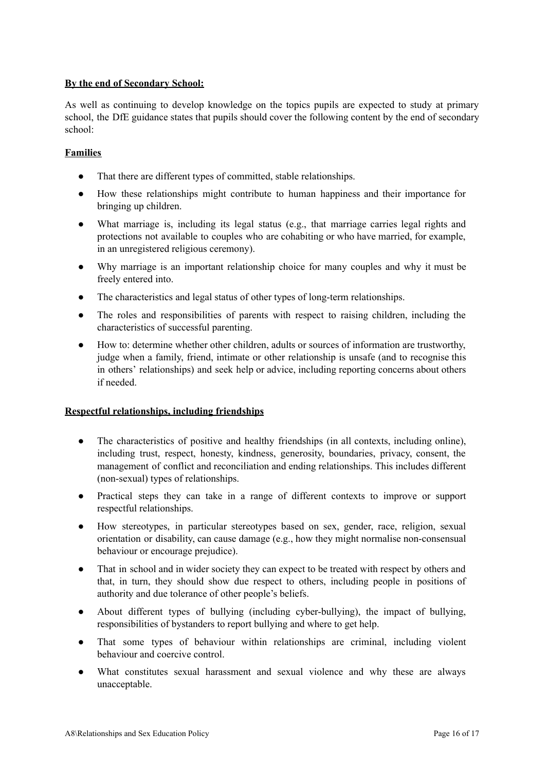**By the end of Secondary School:**

As well as continuing to develop knowledge on the topics pupils are expected to study at primary school, the DfE guidance states that pupils should cover the following content by the end of secondary school:

**Families**

- That there are different types of committed, stable relationships.
- How these relationships might contribute to human happiness and their importance for bringing up children.
- What marriage is, including its legal status (e.g., that marriage carries legal rights and protections not available to couples who are cohabiting or who have married, for example, in an unregistered religious ceremony).
- Why marriage is an important relationship choice for many couples and why it must be freely entered into.
- The characteristics and legal status of other types of long-term relationships.
- The roles and responsibilities of parents with respect to raising children, including the characteristics of successful parenting.
- How to: determine whether other children, adults or sources of information are trustworthy, judge when a family, friend, intimate or other relationship is unsafe (and to recognise this in others' relationships) and seek help or advice, including reporting concerns about others if needed.

**Respectful relationships, including friendships**

- The characteristics of positive and healthy friendships (in all contexts, including online), including trust, respect, honesty, kindness, generosity, boundaries, privacy, consent, the management of conflict and reconciliation and ending relationships. This includes different (non-sexual) types of relationships.
- Practical steps they can take in a range of different contexts to improve or support respectful relationships.
- How stereotypes, in particular stereotypes based on sex, gender, race, religion, sexual orientation or disability, can cause damage (e.g., how they might normalise non-consensual behaviour or encourage prejudice).
- That in school and in wider society they can expect to be treated with respect by others and that, in turn, they should show due respect to others, including people in positions of authority and due tolerance of other people's beliefs.
- About different types of bullying (including cyber-bullying), the impact of bullying, responsibilities of bystanders to report bullying and where to get help.
- That some types of behaviour within relationships are criminal, including violent behaviour and coercive control.
- What constitutes sexual harassment and sexual violence and why these are always unacceptable.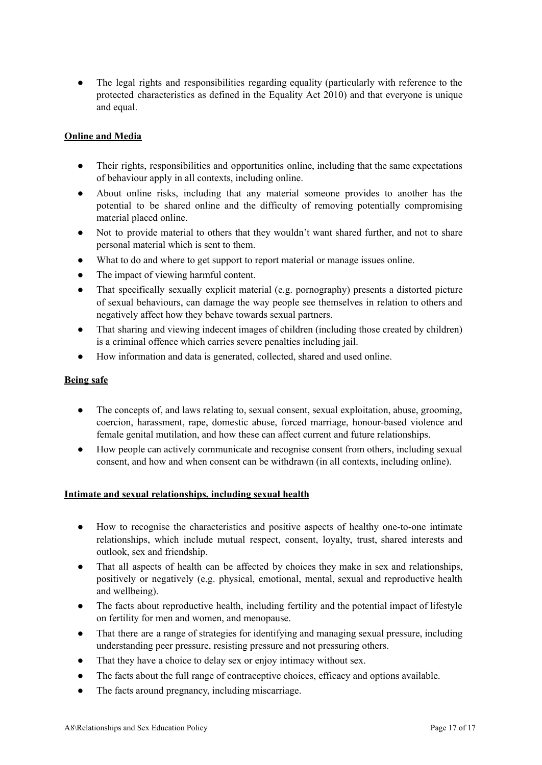- The legal rights and responsibilities regarding equality (particularly with reference to the protected characteristics as defined in the Equality Act 2010) and that everyone is unique and equal.

**Online and Media**

- Their rights, responsibilities and opportunities online, including that the same expectations of behaviour apply in all contexts, including online.
- About online risks, including that any material someone provides to another has the potential to be shared online and the difficulty of removing potentially compromising material placed online.
- Not to provide material to others that they wouldn't want shared further, and not to share personal material which is sent to them.
- What to do and where to get support to report material or manage issues online.
- The impact of viewing harmful content.
- That specifically sexually explicit material (e.g. pornography) presents a distorted picture of sexual behaviours, can damage the way people see themselves in relation to others and negatively affect how they behave towards sexual partners.
- That sharing and viewing indecent images of children (including those created by children) is a criminal offence which carries severe penalties including jail.
- How information and data is generated, collected, shared and used online.

**Being safe**

- The concepts of, and laws relating to, sexual consent, sexual exploitation, abuse, grooming, coercion, harassment, rape, domestic abuse, forced marriage, honour-based violence and female genital mutilation, and how these can affect current and future relationships.
- How people can actively communicate and recognise consent from others, including sexual consent, and how and when consent can be withdrawn (in all contexts, including online).

**Intimate and sexual relationships, including sexual health**

- How to recognise the characteristics and positive aspects of healthy one-to-one intimate relationships, which include mutual respect, consent, loyalty, trust, shared interests and outlook, sex and friendship.
- That all aspects of health can be affected by choices they make in sex and relationships, positively or negatively (e.g. physical, emotional, mental, sexual and reproductive health and wellbeing).
- The facts about reproductive health, including fertility and the potential impact of lifestyle on fertility for men and women, and menopause.
- That there are a range of strategies for identifying and managing sexual pressure, including understanding peer pressure, resisting pressure and not pressuring others.
- That they have a choice to delay sex or enjoy intimacy without sex.
- The facts about the full range of contraceptive choices, efficacy and options available.
- The facts around pregnancy, including miscarriage.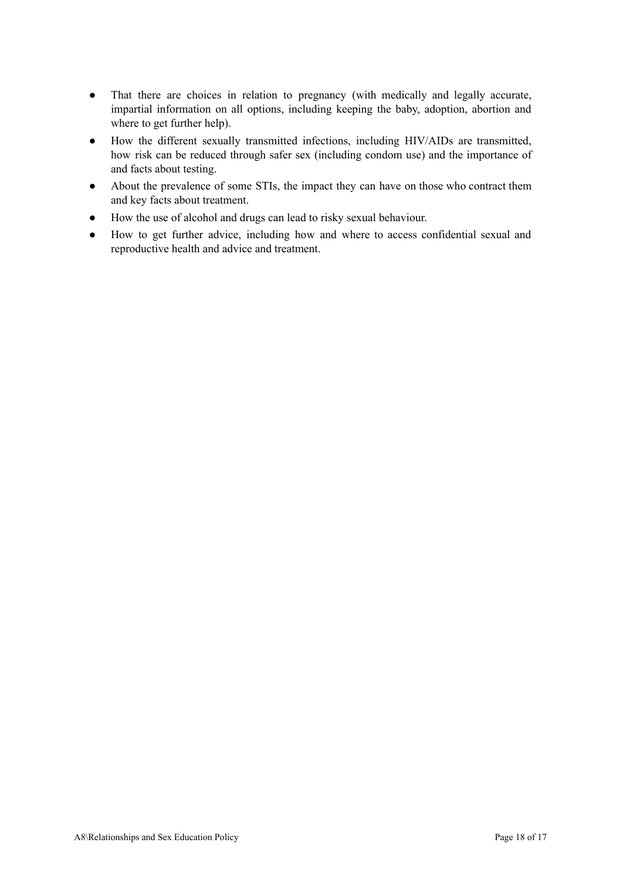- That there are choices in relation to pregnancy (with medically and legally accurate, impartial information on all options, including keeping the baby, adoption, abortion and where to get further help).
- How the different sexually transmitted infections, including HIV/AIDs are transmitted, how risk can be reduced through safer sex (including condom use) and the importance of and facts about testing.
- About the prevalence of some STIs, the impact they can have on those who contract them and key facts about treatment.
- How the use of alcohol and drugs can lead to risky sexual behaviour.
- How to get further advice, including how and where to access confidential sexual and reproductive health and advice and treatment.